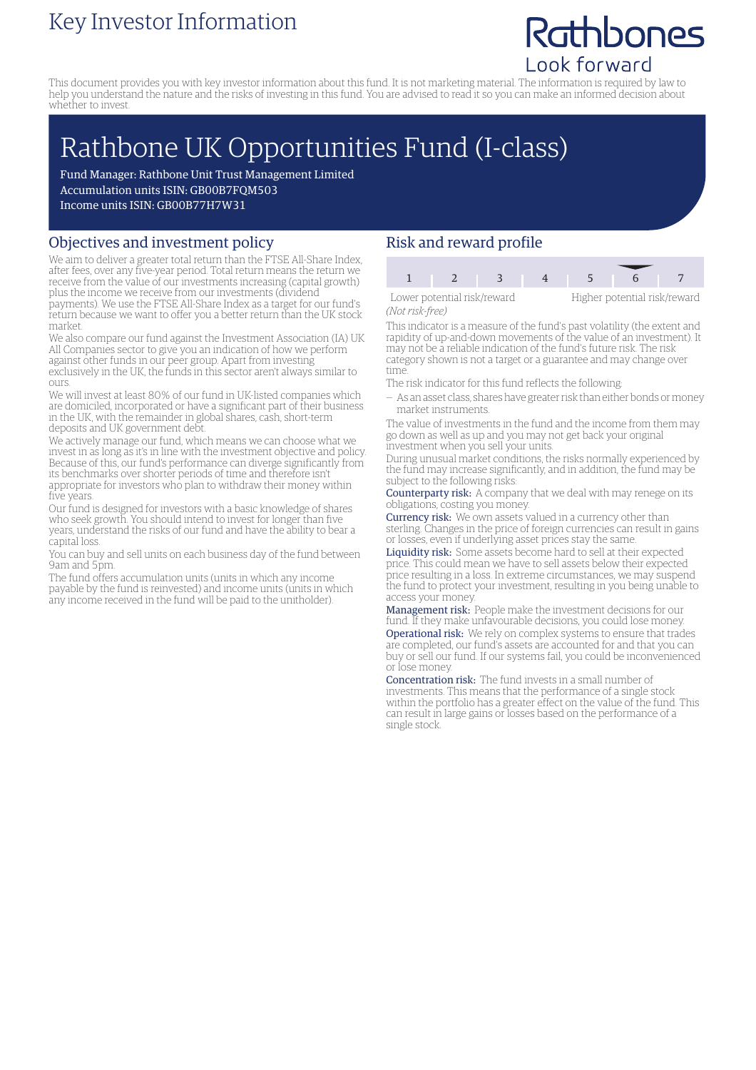# Key Investor Information

Rathbones
Look forward

This document provides you with key investor information about this fund. It is not marketing material. The information is required by law to help you understand the nature and the risks of investing in this fund. You are advised to read it so you can make an informed decision about whether to invest.

# Rathbone UK Opportunities Fund (I-class)

Fund Manager: Rathbone Unit Trust Management Limited
Accumulation units ISIN: GB00B7FQM503
Income units ISIN: GB00B77H7W31

## Objectives and investment policy

We aim to deliver a greater total return than the FTSE All-Share Index, after fees, over any five-year period. Total return means the return we receive from the value of our investments increasing (capital growth) plus the income we receive from our investments (dividend payments). We use the FTSE All-Share Index as a target for our fund's return because we want to offer you a better return than the UK stock market.

We also compare our fund against the Investment Association (IA) UK All Companies sector to give you an indication of how we perform against other funds in our peer group. Apart from investing exclusively in the UK, the funds in this sector aren't always similar to ours.

We will invest at least 80% of our fund in UK-listed companies which are domiciled, incorporated or have a significant part of their business in the UK, with the remainder in global shares, cash, short-term deposits and UK government debt.

We actively manage our fund, which means we can choose what we invest in as long as it's in line with the investment objective and policy. Because of this, our fund's performance can diverge significantly from its benchmarks over shorter periods of time and therefore isn't appropriate for investors who plan to withdraw their money within five years.

Our fund is designed for investors with a basic knowledge of shares who seek growth. You should intend to invest for longer than five years, understand the risks of our fund and have the ability to bear a capital loss.

You can buy and sell units on each business day of the fund between 9am and 5pm.

The fund offers accumulation units (units in which any income payable by the fund is reinvested) and income units (units in which any income received in the fund will be paid to the unitholder).

## Risk and reward profile

| 1 | 2 | 3 | 4 | 5 | 6 | 7 |
|---|---|---|---|---|---|---|

Lower potential risk/reward — Higher potential risk/reward
*(Not risk-free)*

(Indicated risk category: 6)

This indicator is a measure of the fund's past volatility (the extent and rapidity of up-and-down movements of the value of an investment). It may not be a reliable indication of the fund's future risk. The risk category shown is not a target or a guarantee and may change over time.

The risk indicator for this fund reflects the following:

– As an asset class, shares have greater risk than either bonds or money market instruments.

The value of investments in the fund and the income from them may go down as well as up and you may not get back your original investment when you sell your units.

During unusual market conditions, the risks normally experienced by the fund may increase significantly, and in addition, the fund may be subject to the following risks:

**Counterparty risk:** A company that we deal with may renege on its obligations, costing you money.

**Currency risk:** We own assets valued in a currency other than sterling. Changes in the price of foreign currencies can result in gains or losses, even if underlying asset prices stay the same.

**Liquidity risk:** Some assets become hard to sell at their expected price. This could mean we have to sell assets below their expected price resulting in a loss. In extreme circumstances, we may suspend the fund to protect your investment, resulting in you being unable to access your money.

**Management risk:** People make the investment decisions for our fund. If they make unfavourable decisions, you could lose money.

**Operational risk:** We rely on complex systems to ensure that trades are completed, our fund's assets are accounted for and that you can buy or sell our fund. If our systems fail, you could be inconvenienced or lose money.

**Concentration risk:** The fund invests in a small number of investments. This means that the performance of a single stock within the portfolio has a greater effect on the value of the fund. This can result in large gains or losses based on the performance of a single stock.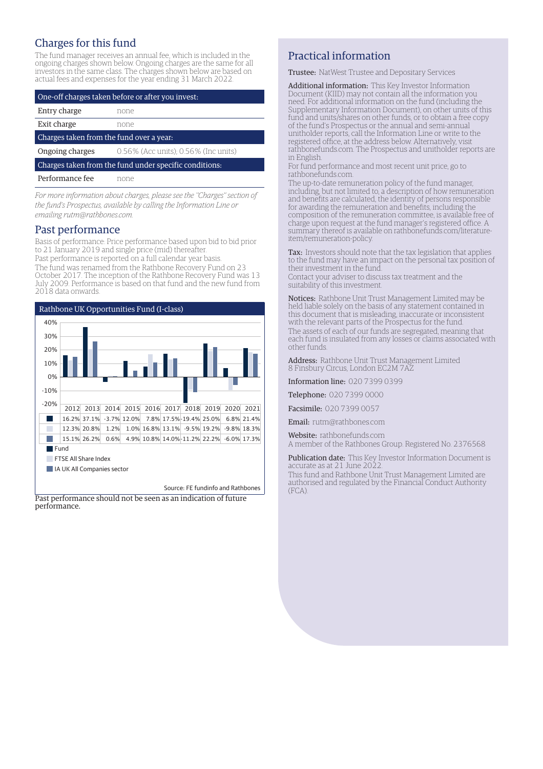## Charges for this fund

The fund manager receives an annual fee, which is included in the ongoing charges shown below. Ongoing charges are the same for all investors in the same class. The charges shown below are based on actual fees and expenses for the year ending 31 March 2022.

| One-off charges taken before or after you invest: | |
|---|---|
| Entry charge | none |
| Exit charge | none |
| **Charges taken from the fund over a year:** | |
| Ongoing charges | 0.56% (Acc units); 0.56% (Inc units) |
| **Charges taken from the fund under specific conditions:** | |
| Performance fee | none |

*For more information about charges, please see the "Charges" section of the fund's Prospectus, available by calling the Information Line or emailing rutm@rathbones.com.*

## Past performance

Basis of performance: Price performance based upon bid to bid prior to 21 January 2019 and single price (mid) thereafter.
Past performance is reported on a full calendar year basis.
The fund was renamed from the Rathbone Recovery Fund on 23 October 2017. The inception of the Rathbone Recovery Fund was 13 July 2009. Performance is based on that fund and the new fund from 2018 data onwards.

**Rathbone UK Opportunities Fund (I-class)**

40%
30%
20%
10%
0%
-10%
-20%

| | 2012 | 2013 | 2014 | 2015 | 2016 | 2017 | 2018 | 2019 | 2020 | 2021 |
|---|---|---|---|---|---|---|---|---|---|---|
| Fund | 16.2% | 37.1% | -3.7% | 12.0% | 7.8% | 17.5% | -19.4% | 25.0% | 6.8% | 21.4% |
| FTSE All Share Index | 12.3% | 20.8% | 1.2% | 1.0% | 16.8% | 13.1% | -9.5% | 19.2% | -9.8% | 18.3% |
| IA UK All Companies sector | 15.1% | 26.2% | 0.6% | 4.9% | 10.8% | 14.0% | -11.2% | 22.2% | -6.0% | 17.3% |

Fund
FTSE All Share Index
IA UK All Companies sector

Source: FE fundinfo and Rathbones

Past performance should not be seen as an indication of future performance.

## Practical information

**Trustee:** NatWest Trustee and Depositary Services

**Additional information:** This Key Investor Information Document (KIID) may not contain all the information you need. For additional information on the fund (including the Supplementary Information Document), on other units of this fund and units/shares on other funds, or to obtain a free copy of the fund's Prospectus or the annual and semi-annual unitholder reports, call the Information Line or write to the registered office, at the address below. Alternatively, visit rathbonefunds.com. The Prospectus and unitholder reports are in English.
For fund performance and most recent unit price, go to rathbonefunds.com.
The up-to-date remuneration policy of the fund manager, including, but not limited to, a description of how remuneration and benefits are calculated, the identity of persons responsible for awarding the remuneration and benefits, including the composition of the remuneration committee, is available free of charge upon request at the fund manager's registered office. A summary thereof is available on rathbonefunds.com/literature-item/remuneration-policy.

**Tax:** Investors should note that the tax legislation that applies to the fund may have an impact on the personal tax position of their investment in the fund.
Contact your adviser to discuss tax treatment and the suitability of this investment.

**Notices:** Rathbone Unit Trust Management Limited may be held liable solely on the basis of any statement contained in this document that is misleading, inaccurate or inconsistent with the relevant parts of the Prospectus for the fund.
The assets of each of our funds are segregated, meaning that each fund is insulated from any losses or claims associated with other funds.

**Address:** Rathbone Unit Trust Management Limited
8 Finsbury Circus, London EC2M 7AZ

**Information line:** 020 7399 0399

**Telephone:** 020 7399 0000

**Facsimile:** 020 7399 0057

**Email:** rutm@rathbones.com

**Website:** rathbonefunds.com
A member of the Rathbones Group. Registered No. 2376568

**Publication date:** This Key Investor Information Document is accurate as at 21 June 2022.
This fund and Rathbone Unit Trust Management Limited are authorised and regulated by the Financial Conduct Authority (FCA).